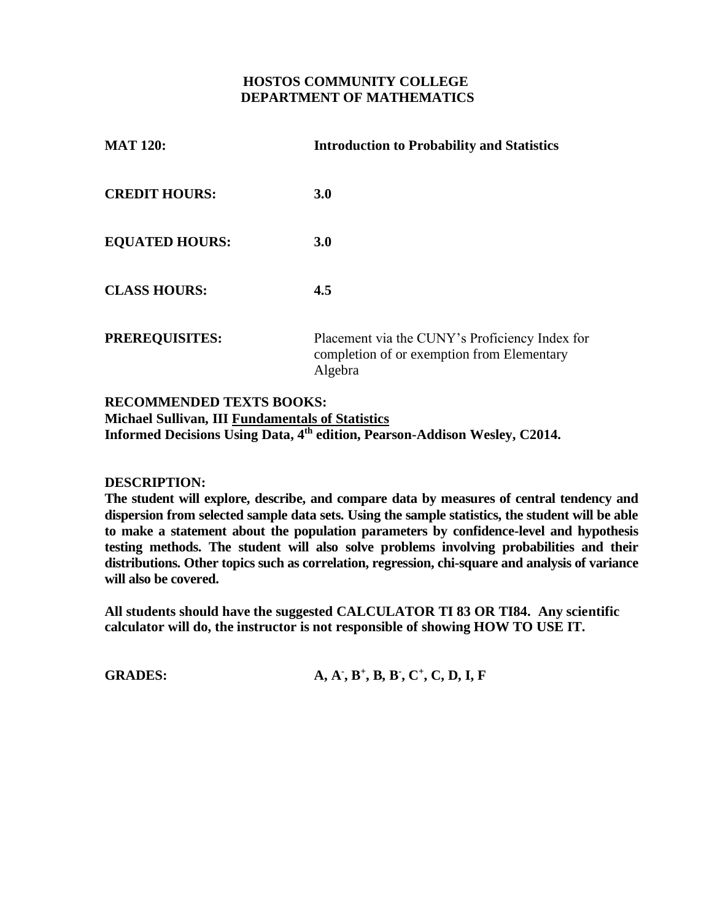**HOSTOS COMMUNITY COLLEGE**
**DEPARTMENT OF MATHEMATICS**

| | |
|---|---|
| **MAT 120:** | **Introduction to Probability and Statistics** |
| **CREDIT HOURS:** | **3.0** |
| **EQUATED HOURS:** | **3.0** |
| **CLASS HOURS:** | **4.5** |
| **PREREQUISITES:** | Placement via the CUNY's Proficiency Index for completion of or exemption from Elementary Algebra |

**RECOMMENDED TEXTS BOOKS:**
**Michael Sullivan, III Fundamentals of Statistics**
**Informed Decisions Using Data, 4th edition, Pearson-Addison Wesley, C2014.**

**DESCRIPTION:**
**The student will explore, describe, and compare data by measures of central tendency and dispersion from selected sample data sets. Using the sample statistics, the student will be able to make a statement about the population parameters by confidence-level and hypothesis testing methods. The student will also solve problems involving probabilities and their distributions. Other topics such as correlation, regression, chi-square and analysis of variance will also be covered.**

**All students should have the suggested CALCULATOR TI 83 OR TI84. Any scientific calculator will do, the instructor is not responsible of showing HOW TO USE IT.**

**GRADES:** **A, A-, B+, B, B-, C+, C, D, I, F**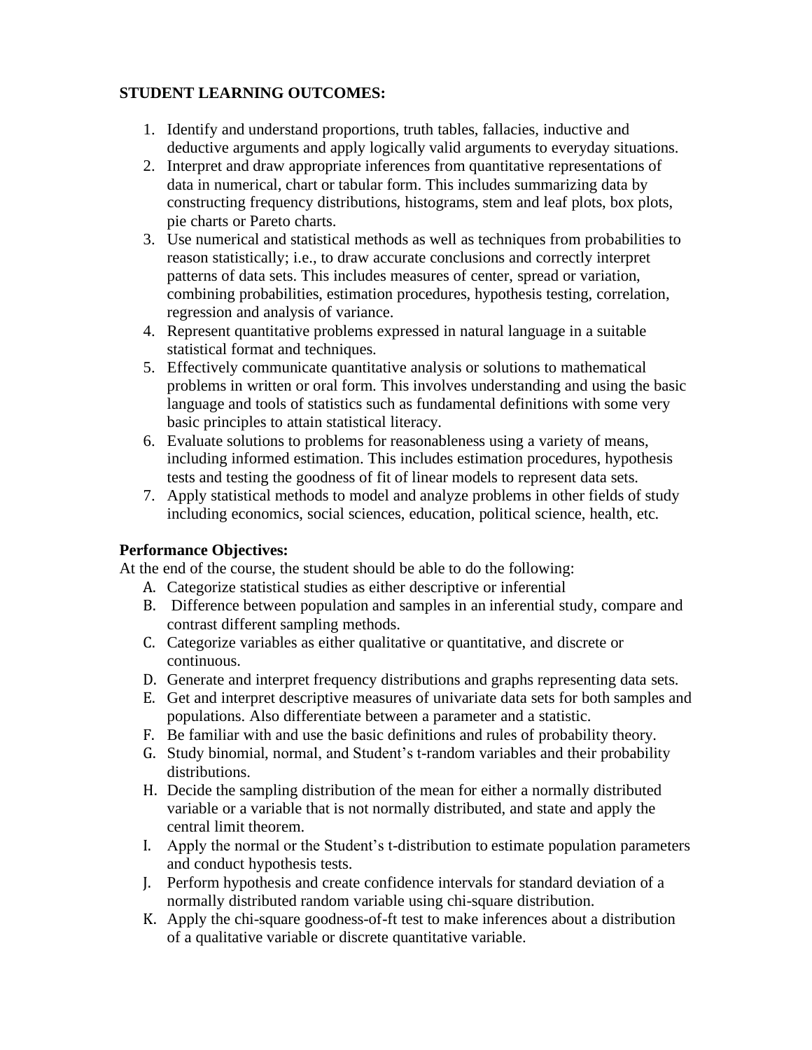**STUDENT LEARNING OUTCOMES:**

1. Identify and understand proportions, truth tables, fallacies, inductive and deductive arguments and apply logically valid arguments to everyday situations.
2. Interpret and draw appropriate inferences from quantitative representations of data in numerical, chart or tabular form. This includes summarizing data by constructing frequency distributions, histograms, stem and leaf plots, box plots, pie charts or Pareto charts.
3. Use numerical and statistical methods as well as techniques from probabilities to reason statistically; i.e., to draw accurate conclusions and correctly interpret patterns of data sets. This includes measures of center, spread or variation, combining probabilities, estimation procedures, hypothesis testing, correlation, regression and analysis of variance.
4. Represent quantitative problems expressed in natural language in a suitable statistical format and techniques.
5. Effectively communicate quantitative analysis or solutions to mathematical problems in written or oral form. This involves understanding and using the basic language and tools of statistics such as fundamental definitions with some very basic principles to attain statistical literacy.
6. Evaluate solutions to problems for reasonableness using a variety of means, including informed estimation. This includes estimation procedures, hypothesis tests and testing the goodness of fit of linear models to represent data sets.
7. Apply statistical methods to model and analyze problems in other fields of study including economics, social sciences, education, political science, health, etc.

**Performance Objectives:**

At the end of the course, the student should be able to do the following:

A. Categorize statistical studies as either descriptive or inferential
B. Difference between population and samples in an inferential study, compare and contrast different sampling methods.
C. Categorize variables as either qualitative or quantitative, and discrete or continuous.
D. Generate and interpret frequency distributions and graphs representing data sets.
E. Get and interpret descriptive measures of univariate data sets for both samples and populations. Also differentiate between a parameter and a statistic.
F. Be familiar with and use the basic definitions and rules of probability theory.
G. Study binomial, normal, and Student's t-random variables and their probability distributions.
H. Decide the sampling distribution of the mean for either a normally distributed variable or a variable that is not normally distributed, and state and apply the central limit theorem.
I. Apply the normal or the Student's t-distribution to estimate population parameters and conduct hypothesis tests.
J. Perform hypothesis and create confidence intervals for standard deviation of a normally distributed random variable using chi-square distribution.
K. Apply the chi-square goodness-of-ft test to make inferences about a distribution of a qualitative variable or discrete quantitative variable.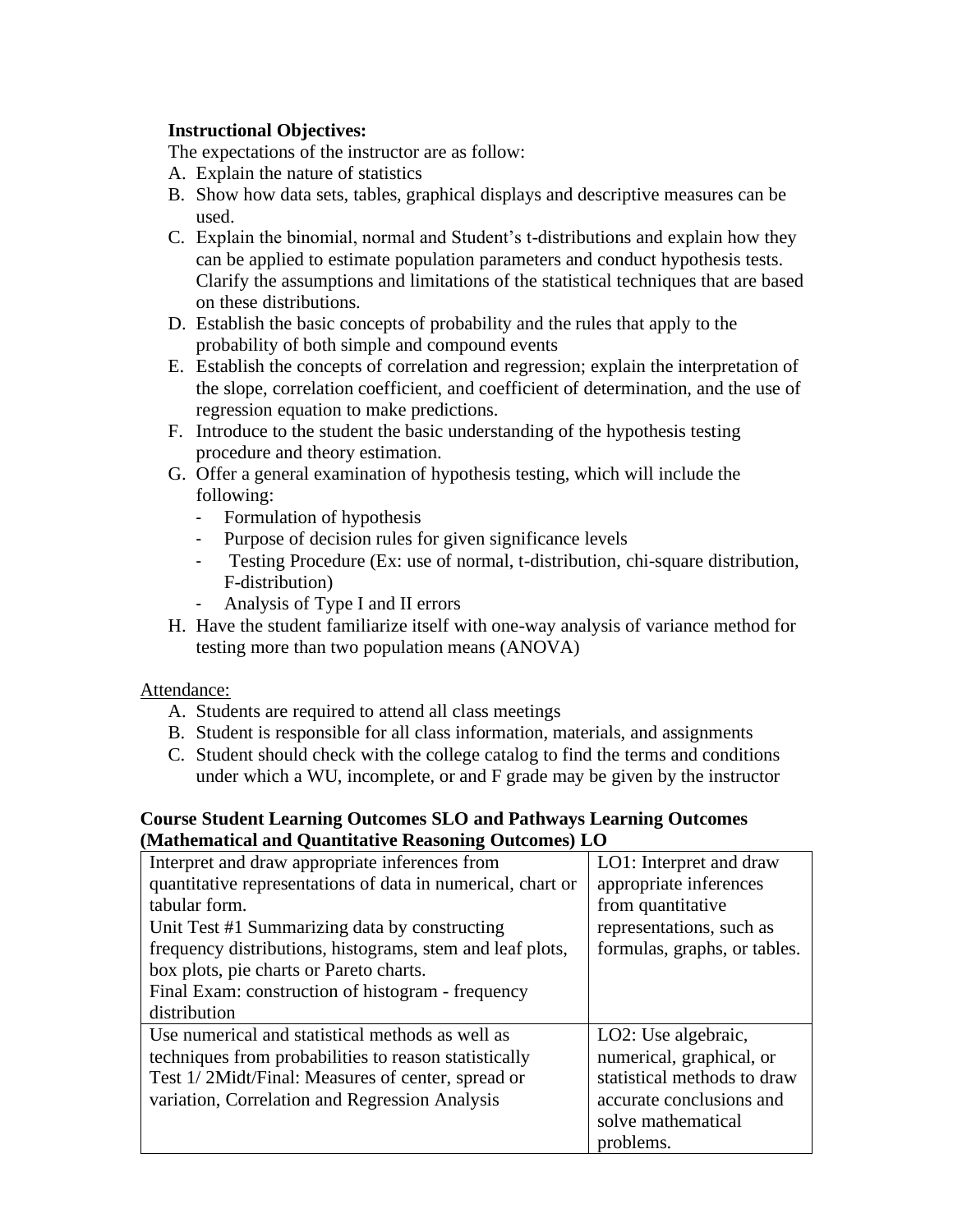**Instructional Objectives:**

The expectations of the instructor are as follow:

A. Explain the nature of statistics
B. Show how data sets, tables, graphical displays and descriptive measures can be used.
C. Explain the binomial, normal and Student's t-distributions and explain how they can be applied to estimate population parameters and conduct hypothesis tests. Clarify the assumptions and limitations of the statistical techniques that are based on these distributions.
D. Establish the basic concepts of probability and the rules that apply to the probability of both simple and compound events
E. Establish the concepts of correlation and regression; explain the interpretation of the slope, correlation coefficient, and coefficient of determination, and the use of regression equation to make predictions.
F. Introduce to the student the basic understanding of the hypothesis testing procedure and theory estimation.
G. Offer a general examination of hypothesis testing, which will include the following:
   - Formulation of hypothesis
   - Purpose of decision rules for given significance levels
   - Testing Procedure (Ex: use of normal, t-distribution, chi-square distribution, F-distribution)
   - Analysis of Type I and II errors
H. Have the student familiarize itself with one-way analysis of variance method for testing more than two population means (ANOVA)

<u>Attendance:</u>

A. Students are required to attend all class meetings
B. Student is responsible for all class information, materials, and assignments
C. Student should check with the college catalog to find the terms and conditions under which a WU, incomplete, or and F grade may be given by the instructor

**Course Student Learning Outcomes SLO and Pathways Learning Outcomes (Mathematical and Quantitative Reasoning Outcomes) LO**

| | |
|---|---|
| Interpret and draw appropriate inferences from quantitative representations of data in numerical, chart or tabular form.<br>Unit Test #1 Summarizing data by constructing frequency distributions, histograms, stem and leaf plots, box plots, pie charts or Pareto charts.<br>Final Exam: construction of histogram - frequency distribution | LO1: Interpret and draw appropriate inferences from quantitative representations, such as formulas, graphs, or tables. |
| Use numerical and statistical methods as well as techniques from probabilities to reason statistically<br>Test 1/ 2Midt/Final: Measures of center, spread or variation, Correlation and Regression Analysis | LO2: Use algebraic, numerical, graphical, or statistical methods to draw accurate conclusions and solve mathematical problems. |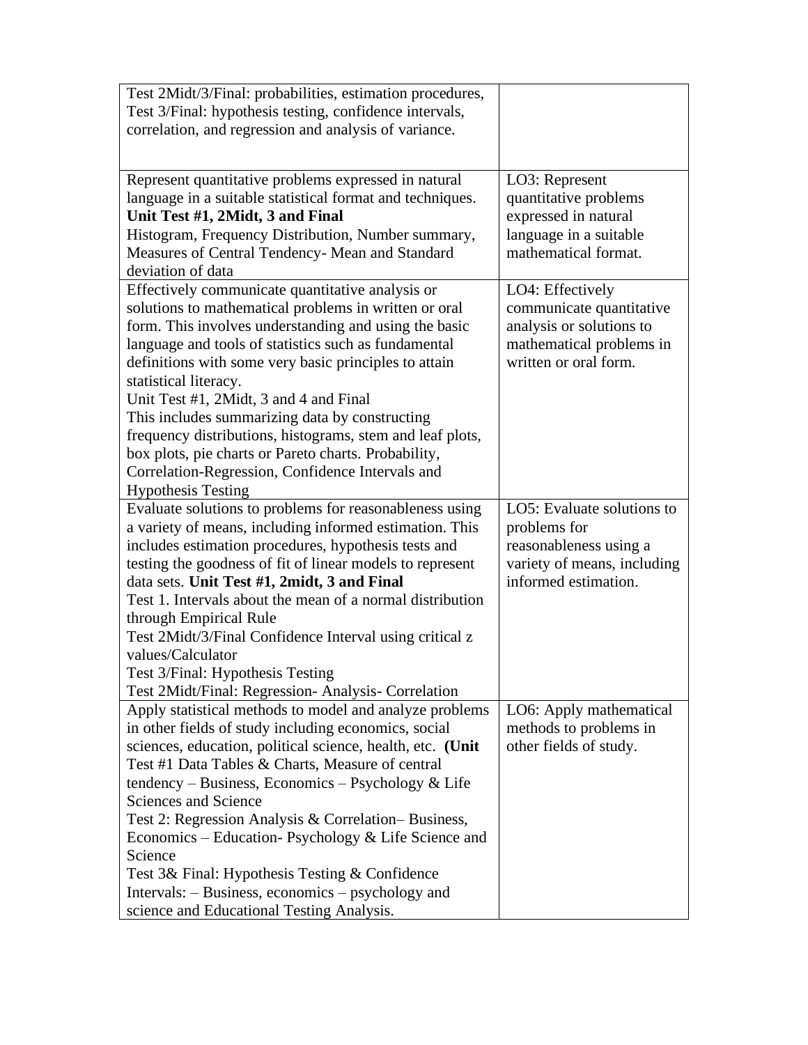| | |
|---|---|
| Test 2Midt/3/Final: probabilities, estimation procedures, Test 3/Final: hypothesis testing, confidence intervals, correlation, and regression and analysis of variance. | |
| Represent quantitative problems expressed in natural language in a suitable statistical format and techniques. **Unit Test #1, 2Midt, 3 and Final** Histogram, Frequency Distribution, Number summary, Measures of Central Tendency- Mean and Standard deviation of data | LO3: Represent quantitative problems expressed in natural language in a suitable mathematical format. |
| Effectively communicate quantitative analysis or solutions to mathematical problems in written or oral form. This involves understanding and using the basic language and tools of statistics such as fundamental definitions with some very basic principles to attain statistical literacy. Unit Test #1, 2Midt, 3 and 4 and Final This includes summarizing data by constructing frequency distributions, histograms, stem and leaf plots, box plots, pie charts or Pareto charts. Probability, Correlation-Regression, Confidence Intervals and Hypothesis Testing | LO4: Effectively communicate quantitative analysis or solutions to mathematical problems in written or oral form. |
| Evaluate solutions to problems for reasonableness using a variety of means, including informed estimation. This includes estimation procedures, hypothesis tests and testing the goodness of fit of linear models to represent data sets. **Unit Test #1, 2midt, 3 and Final** Test 1. Intervals about the mean of a normal distribution through Empirical Rule Test 2Midt/3/Final Confidence Interval using critical z values/Calculator Test 3/Final: Hypothesis Testing Test 2Midt/Final: Regression- Analysis- Correlation | LO5: Evaluate solutions to problems for reasonableness using a variety of means, including informed estimation. |
| Apply statistical methods to model and analyze problems in other fields of study including economics, social sciences, education, political science, health, etc. **(Unit** Test #1 Data Tables & Charts, Measure of central tendency – Business, Economics – Psychology & Life Sciences and Science Test 2: Regression Analysis & Correlation– Business, Economics – Education- Psychology & Life Science and Science Test 3& Final: Hypothesis Testing & Confidence Intervals: – Business, economics – psychology and science and Educational Testing Analysis. | LO6: Apply mathematical methods to problems in other fields of study. |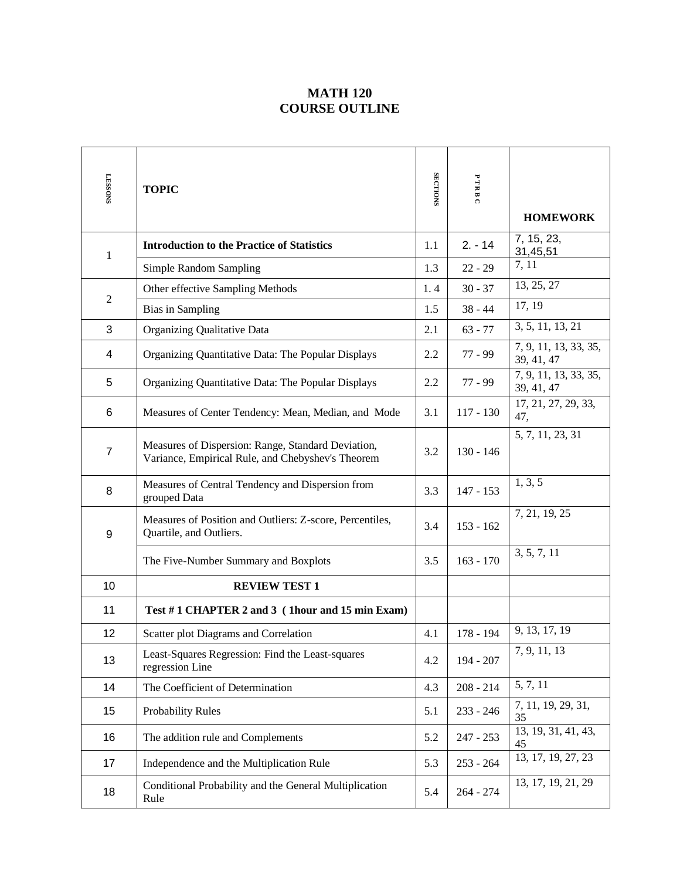# MATH 120
# COURSE OUTLINE

| LESSONS | TOPIC | SECTIONS | P T R B C | HOMEWORK |
|---|---|---|---|---|
| 1 | **Introduction to the Practice of Statistics** | 1.1 | 2. - 14 | 7, 15, 23, 31,45,51 |
| | Simple Random Sampling | 1.3 | 22 - 29 | 7, 11 |
| 2 | Other effective Sampling Methods | 1. 4 | 30 - 37 | 13, 25, 27 |
| | Bias in Sampling | 1.5 | 38 - 44 | 17, 19 |
| 3 | Organizing Qualitative Data | 2.1 | 63 - 77 | 3, 5, 11, 13, 21 |
| 4 | Organizing Quantitative Data: The Popular Displays | 2.2 | 77 - 99 | 7, 9, 11, 13, 33, 35, 39, 41, 47 |
| 5 | Organizing Quantitative Data: The Popular Displays | 2.2 | 77 - 99 | 7, 9, 11, 13, 33, 35, 39, 41, 47 |
| 6 | Measures of Center Tendency: Mean, Median, and Mode | 3.1 | 117 - 130 | 17, 21, 27, 29, 33, 47, |
| 7 | Measures of Dispersion: Range, Standard Deviation, Variance, Empirical Rule, and Chebyshev's Theorem | 3.2 | 130 - 146 | 5, 7, 11, 23, 31 |
| 8 | Measures of Central Tendency and Dispersion from grouped Data | 3.3 | 147 - 153 | 1, 3, 5 |
| 9 | Measures of Position and Outliers: Z-score, Percentiles, Quartile, and Outliers. | 3.4 | 153 - 162 | 7, 21, 19, 25 |
| | The Five-Number Summary and Boxplots | 3.5 | 163 - 170 | 3, 5, 7, 11 |
| 10 | **REVIEW TEST 1** | | | |
| 11 | **Test # 1 CHAPTER 2 and 3 ( 1hour and 15 min Exam)** | | | |
| 12 | Scatter plot Diagrams and Correlation | 4.1 | 178 - 194 | 9, 13, 17, 19 |
| 13 | Least-Squares Regression: Find the Least-squares regression Line | 4.2 | 194 - 207 | 7, 9, 11, 13 |
| 14 | The Coefficient of Determination | 4.3 | 208 - 214 | 5, 7, 11 |
| 15 | Probability Rules | 5.1 | 233 - 246 | 7, 11, 19, 29, 31, 35 |
| 16 | The addition rule and Complements | 5.2 | 247 - 253 | 13, 19, 31, 41, 43, 45 |
| 17 | Independence and the Multiplication Rule | 5.3 | 253 - 264 | 13, 17, 19, 27, 23 |
| 18 | Conditional Probability and the General Multiplication Rule | 5.4 | 264 - 274 | 13, 17, 19, 21, 29 |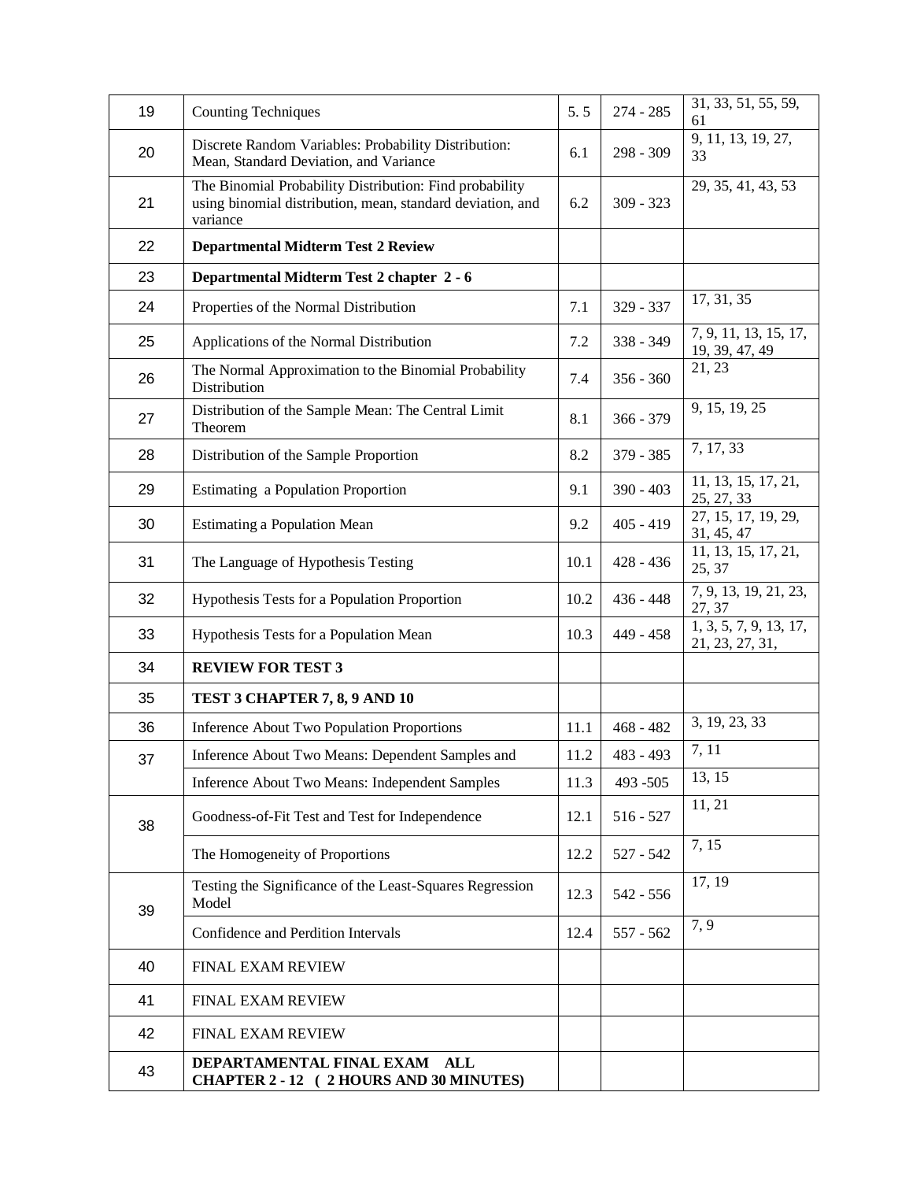| 19 | Counting Techniques | 5. 5 | 274 - 285 | 31, 33, 51, 55, 59, 61 |
|---|---|---|---|---|
| 20 | Discrete Random Variables: Probability Distribution: Mean, Standard Deviation, and Variance | 6.1 | 298 - 309 | 9, 11, 13, 19, 27, 33 |
| 21 | The Binomial Probability Distribution: Find probability using binomial distribution, mean, standard deviation, and variance | 6.2 | 309 - 323 | 29, 35, 41, 43, 53 |
| 22 | **Departmental Midterm Test 2 Review** | | | |
| 23 | **Departmental Midterm Test 2 chapter 2 - 6** | | | |
| 24 | Properties of the Normal Distribution | 7.1 | 329 - 337 | 17, 31, 35 |
| 25 | Applications of the Normal Distribution | 7.2 | 338 - 349 | 7, 9, 11, 13, 15, 17, 19, 39, 47, 49 |
| 26 | The Normal Approximation to the Binomial Probability Distribution | 7.4 | 356 - 360 | 21, 23 |
| 27 | Distribution of the Sample Mean: The Central Limit Theorem | 8.1 | 366 - 379 | 9, 15, 19, 25 |
| 28 | Distribution of the Sample Proportion | 8.2 | 379 - 385 | 7, 17, 33 |
| 29 | Estimating a Population Proportion | 9.1 | 390 - 403 | 11, 13, 15, 17, 21, 25, 27, 33 |
| 30 | Estimating a Population Mean | 9.2 | 405 - 419 | 27, 15, 17, 19, 29, 31, 45, 47 |
| 31 | The Language of Hypothesis Testing | 10.1 | 428 - 436 | 11, 13, 15, 17, 21, 25, 37 |
| 32 | Hypothesis Tests for a Population Proportion | 10.2 | 436 - 448 | 7, 9, 13, 19, 21, 23, 27, 37 |
| 33 | Hypothesis Tests for a Population Mean | 10.3 | 449 - 458 | 1, 3, 5, 7, 9, 13, 17, 21, 23, 27, 31, |
| 34 | **REVIEW FOR TEST 3** | | | |
| 35 | **TEST 3 CHAPTER 7, 8, 9 AND 10** | | | |
| 36 | Inference About Two Population Proportions | 11.1 | 468 - 482 | 3, 19, 23, 33 |
| 37 | Inference About Two Means: Dependent Samples and | 11.2 | 483 - 493 | 7, 11 |
| | Inference About Two Means: Independent Samples | 11.3 | 493 -505 | 13, 15 |
| 38 | Goodness-of-Fit Test and Test for Independence | 12.1 | 516 - 527 | 11, 21 |
| | The Homogeneity of Proportions | 12.2 | 527 - 542 | 7, 15 |
| 39 | Testing the Significance of the Least-Squares Regression Model | 12.3 | 542 - 556 | 17, 19 |
| | Confidence and Perdition Intervals | 12.4 | 557 - 562 | 7, 9 |
| 40 | FINAL EXAM REVIEW | | | |
| 41 | FINAL EXAM REVIEW | | | |
| 42 | FINAL EXAM REVIEW | | | |
| 43 | **DEPARTAMENTAL FINAL EXAM ALL CHAPTER 2 - 12 ( 2 HOURS AND 30 MINUTES)** | | | |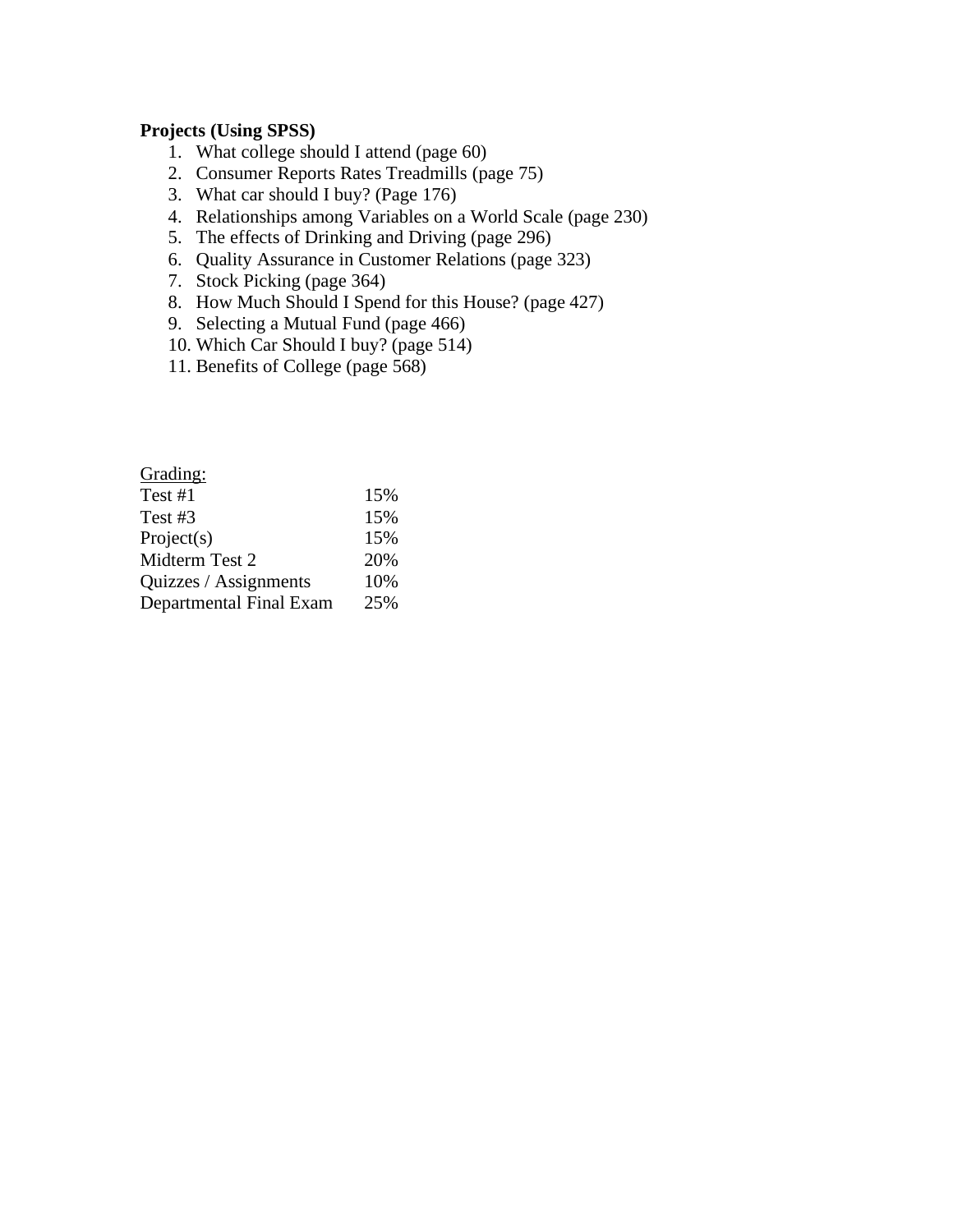**Projects (Using SPSS)**

1. What college should I attend (page 60)
2. Consumer Reports Rates Treadmills (page 75)
3. What car should I buy? (Page 176)
4. Relationships among Variables on a World Scale (page 230)
5. The effects of Drinking and Driving (page 296)
6. Quality Assurance in Customer Relations (page 323)
7. Stock Picking (page 364)
8. How Much Should I Spend for this House? (page 427)
9. Selecting a Mutual Fund (page 466)
10. Which Car Should I buy? (page 514)
11. Benefits of College (page 568)

<u>Grading:</u>

| | |
|---|---|
| Test #1 | 15% |
| Test #3 | 15% |
| Project(s) | 15% |
| Midterm Test 2 | 20% |
| Quizzes / Assignments | 10% |
| Departmental Final Exam | 25% |